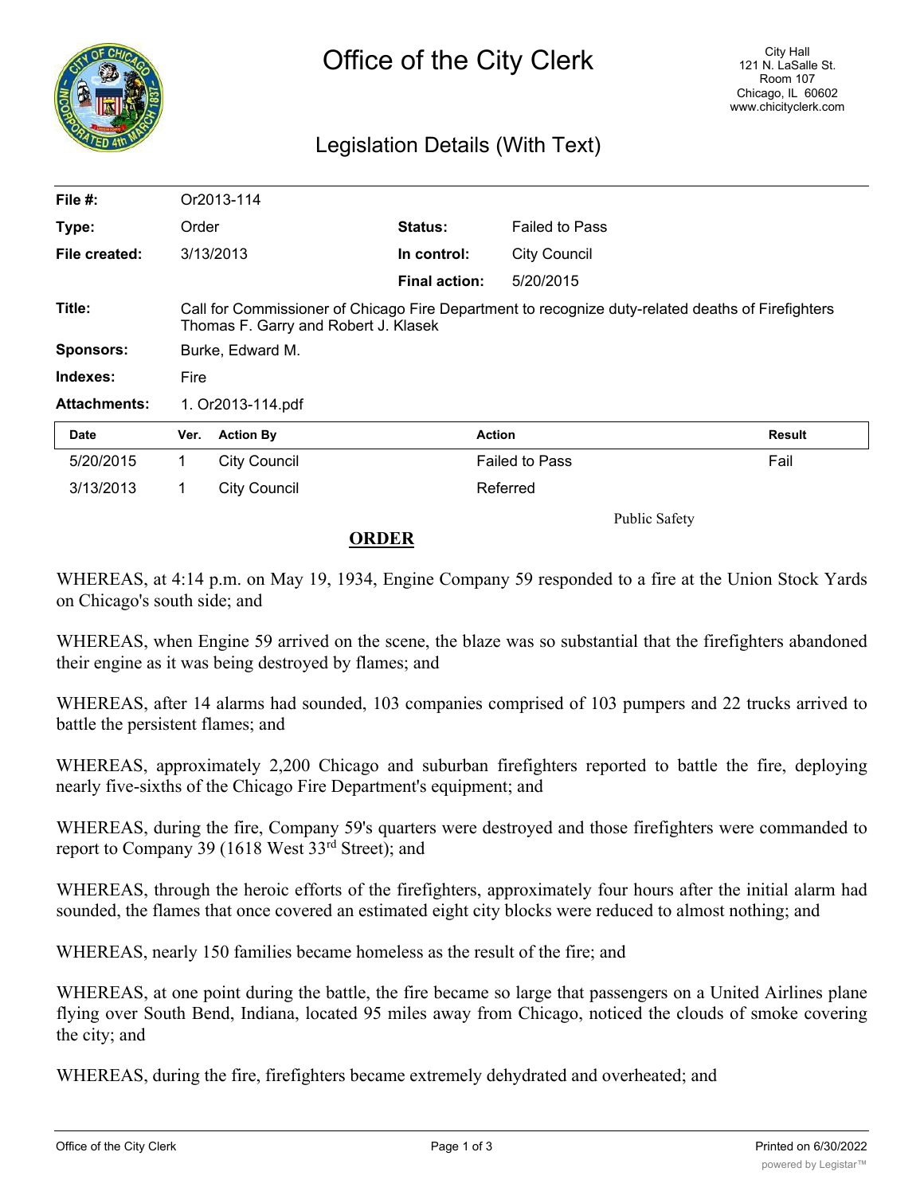# Office of the City Clerk

City Hall
121 N. LaSalle St.
Room 107
Chicago, IL 60602
www.chicityclerk.com

## Legislation Details (With Text)

| | | | |
|---|---|---|---|
| **File #:** | Or2013-114 | | |
| **Type:** | Order | **Status:** | Failed to Pass |
| **File created:** | 3/13/2013 | **In control:** | City Council |
| | | **Final action:** | 5/20/2015 |
| **Title:** | Call for Commissioner of Chicago Fire Department to recognize duty-related deaths of Firefighters Thomas F. Garry and Robert J. Klasek | | |
| **Sponsors:** | Burke, Edward M. | | |
| **Indexes:** | Fire | | |
| **Attachments:** | 1. Or2013-114.pdf | | |

| Date | Ver. | Action By | Action | Result |
|---|---|---|---|---|
| 5/20/2015 | 1 | City Council | Failed to Pass | Fail |
| 3/13/2013 | 1 | City Council | Referred | |

Public Safety

**ORDER**

WHEREAS, at 4:14 p.m. on May 19, 1934, Engine Company 59 responded to a fire at the Union Stock Yards on Chicago's south side; and

WHEREAS, when Engine 59 arrived on the scene, the blaze was so substantial that the firefighters abandoned their engine as it was being destroyed by flames; and

WHEREAS, after 14 alarms had sounded, 103 companies comprised of 103 pumpers and 22 trucks arrived to battle the persistent flames; and

WHEREAS, approximately 2,200 Chicago and suburban firefighters reported to battle the fire, deploying nearly five-sixths of the Chicago Fire Department's equipment; and

WHEREAS, during the fire, Company 59's quarters were destroyed and those firefighters were commanded to report to Company 39 (1618 West 33rd Street); and

WHEREAS, through the heroic efforts of the firefighters, approximately four hours after the initial alarm had sounded, the flames that once covered an estimated eight city blocks were reduced to almost nothing; and

WHEREAS, nearly 150 families became homeless as the result of the fire; and

WHEREAS, at one point during the battle, the fire became so large that passengers on a United Airlines plane flying over South Bend, Indiana, located 95 miles away from Chicago, noticed the clouds of smoke covering the city; and

WHEREAS, during the fire, firefighters became extremely dehydrated and overheated; and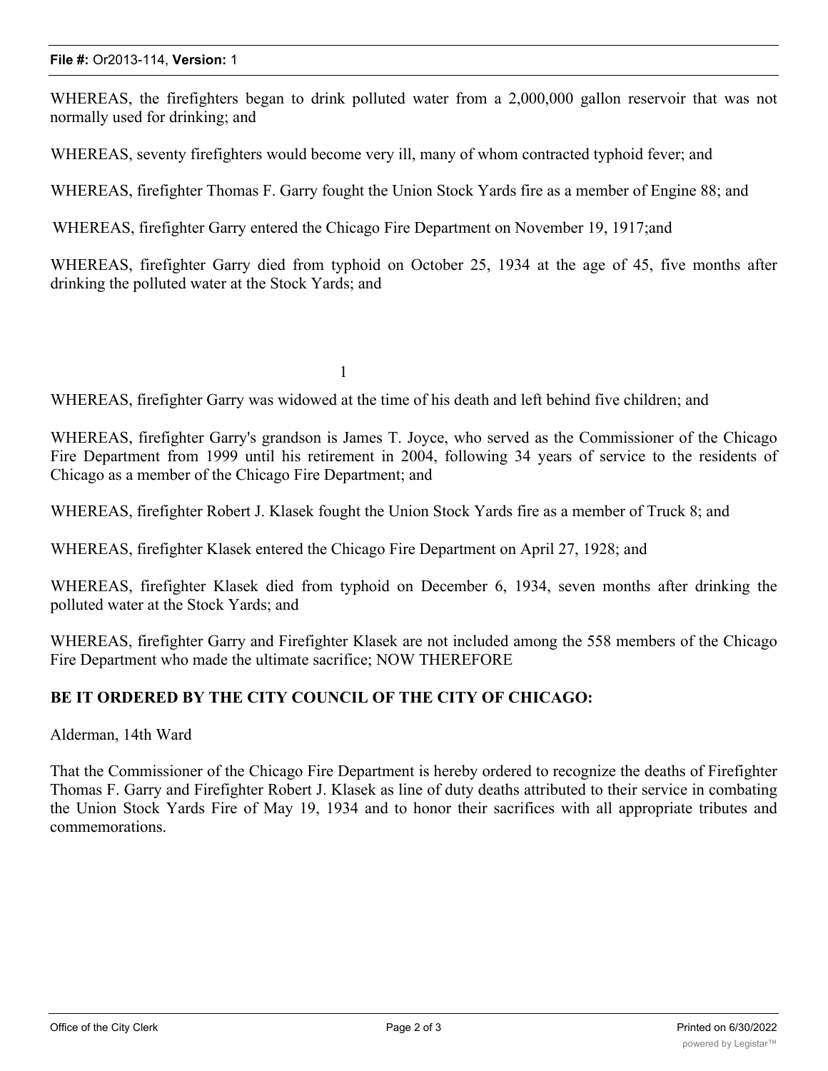WHEREAS, the firefighters began to drink polluted water from a 2,000,000 gallon reservoir that was not normally used for drinking; and

WHEREAS, seventy firefighters would become very ill, many of whom contracted typhoid fever; and

WHEREAS, firefighter Thomas F. Garry fought the Union Stock Yards fire as a member of Engine 88; and

WHEREAS, firefighter Garry entered the Chicago Fire Department on November 19, 1917;and

WHEREAS, firefighter Garry died from typhoid on October 25, 1934 at the age of 45, five months after drinking the polluted water at the Stock Yards; and

WHEREAS, firefighter Garry was widowed at the time of his death and left behind five children; and

WHEREAS, firefighter Garry's grandson is James T. Joyce, who served as the Commissioner of the Chicago Fire Department from 1999 until his retirement in 2004, following 34 years of service to the residents of Chicago as a member of the Chicago Fire Department; and

WHEREAS, firefighter Robert J. Klasek fought the Union Stock Yards fire as a member of Truck 8; and

WHEREAS, firefighter Klasek entered the Chicago Fire Department on April 27, 1928; and

WHEREAS, firefighter Klasek died from typhoid on December 6, 1934, seven months after drinking the polluted water at the Stock Yards; and

WHEREAS, firefighter Garry and Firefighter Klasek are not included among the 558 members of the Chicago Fire Department who made the ultimate sacrifice; NOW THEREFORE

**BE IT ORDERED BY THE CITY COUNCIL OF THE CITY OF CHICAGO:**

Alderman, 14th Ward

That the Commissioner of the Chicago Fire Department is hereby ordered to recognize the deaths of Firefighter Thomas F. Garry and Firefighter Robert J. Klasek as line of duty deaths attributed to their service in combating the Union Stock Yards Fire of May 19, 1934 and to honor their sacrifices with all appropriate tributes and commemorations.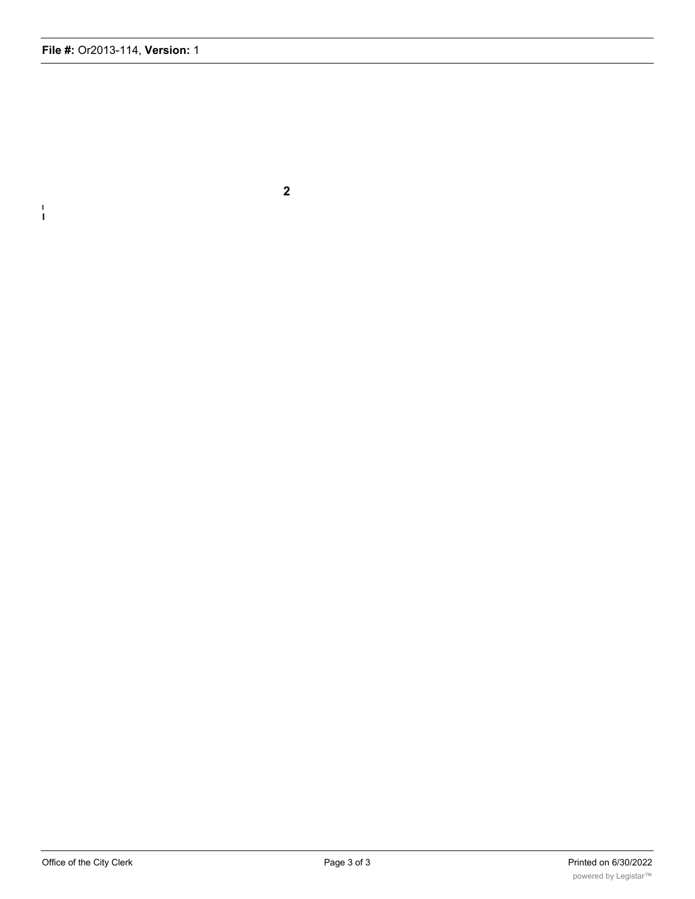2